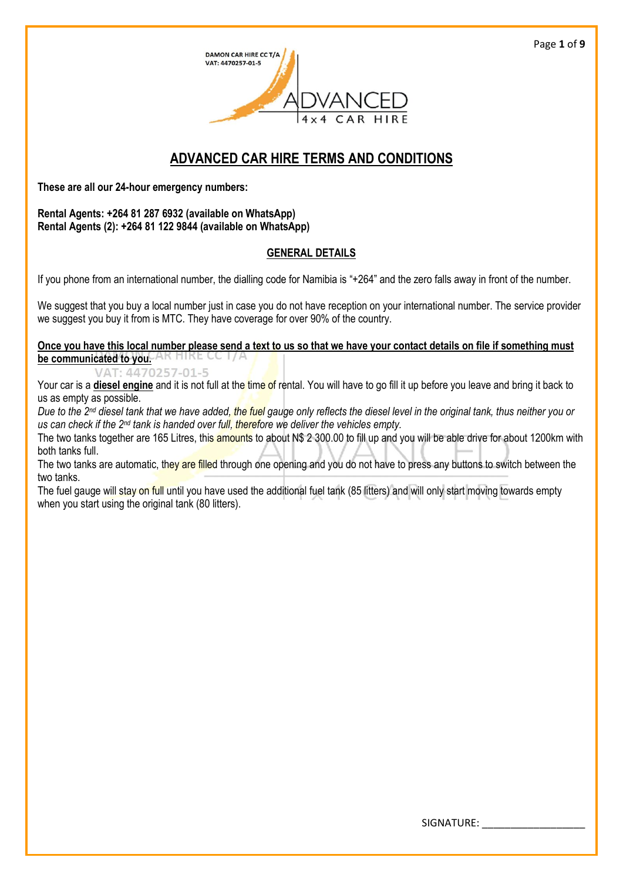DAMON CAR HIRE CC T/A
VAT: 4470257-01-5

ADVANCED 4x4 CAR HIRE

# ADVANCED CAR HIRE TERMS AND CONDITIONS

**These are all our 24-hour emergency numbers:**

**Rental Agents: +264 81 287 6932 (available on WhatsApp)**
**Rental Agents (2): +264 81 122 9844 (available on WhatsApp)**

## GENERAL DETAILS

If you phone from an international number, the dialling code for Namibia is "+264" and the zero falls away in front of the number.

We suggest that you buy a local number just in case you do not have reception on your international number. The service provider we suggest you buy it from is MTC. They have coverage for over 90% of the country.

**Once you have this local number please send a text to us so that we have your contact details on file if something must be communicated to you.**

Your car is a **diesel engine** and it is not full at the time of rental. You will have to go fill it up before you leave and bring it back to us as empty as possible.

*Due to the 2nd diesel tank that we have added, the fuel gauge only reflects the diesel level in the original tank, thus neither you or us can check if the 2nd tank is handed over full, therefore we deliver the vehicles empty.*

The two tanks together are 165 Litres, this amounts to about N$ 2 300.00 to fill up and you will be able drive for about 1200km with both tanks full.

The two tanks are automatic, they are filled through one opening and you do not have to press any buttons to switch between the two tanks.

The fuel gauge will stay on full until you have used the additional fuel tank (85 litters) and will only start moving towards empty when you start using the original tank (80 litters).

SIGNATURE: ___________________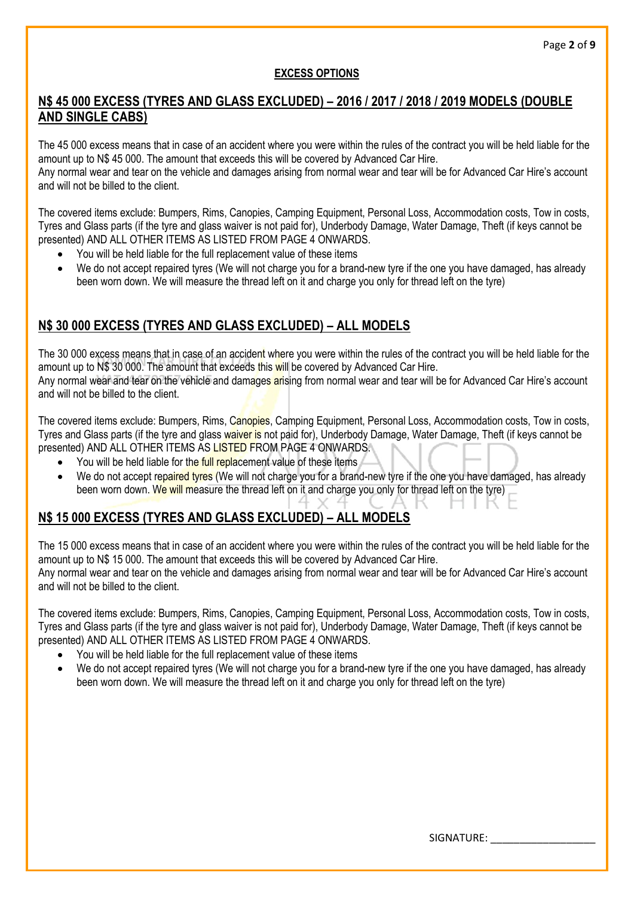## EXCESS OPTIONS

## N$ 45 000 EXCESS (TYRES AND GLASS EXCLUDED) – 2016 / 2017 / 2018 / 2019 MODELS (DOUBLE AND SINGLE CABS)

The 45 000 excess means that in case of an accident where you were within the rules of the contract you will be held liable for the amount up to N$ 45 000. The amount that exceeds this will be covered by Advanced Car Hire.
Any normal wear and tear on the vehicle and damages arising from normal wear and tear will be for Advanced Car Hire's account and will not be billed to the client.

The covered items exclude: Bumpers, Rims, Canopies, Camping Equipment, Personal Loss, Accommodation costs, Tow in costs, Tyres and Glass parts (if the tyre and glass waiver is not paid for), Underbody Damage, Water Damage, Theft (if keys cannot be presented) AND ALL OTHER ITEMS AS LISTED FROM PAGE 4 ONWARDS.

- You will be held liable for the full replacement value of these items
- We do not accept repaired tyres (We will not charge you for a brand-new tyre if the one you have damaged, has already been worn down. We will measure the thread left on it and charge you only for thread left on the tyre)

## N$ 30 000 EXCESS (TYRES AND GLASS EXCLUDED) – ALL MODELS

The 30 000 excess means that in case of an accident where you were within the rules of the contract you will be held liable for the amount up to N$ 30 000. The amount that exceeds this will be covered by Advanced Car Hire.
Any normal wear and tear on the vehicle and damages arising from normal wear and tear will be for Advanced Car Hire's account and will not be billed to the client.

The covered items exclude: Bumpers, Rims, Canopies, Camping Equipment, Personal Loss, Accommodation costs, Tow in costs, Tyres and Glass parts (if the tyre and glass waiver is not paid for), Underbody Damage, Water Damage, Theft (if keys cannot be presented) AND ALL OTHER ITEMS AS LISTED FROM PAGE 4 ONWARDS.

- You will be held liable for the full replacement value of these items
- We do not accept repaired tyres (We will not charge you for a brand-new tyre if the one you have damaged, has already been worn down. We will measure the thread left on it and charge you only for thread left on the tyre)

## N$ 15 000 EXCESS (TYRES AND GLASS EXCLUDED) – ALL MODELS

The 15 000 excess means that in case of an accident where you were within the rules of the contract you will be held liable for the amount up to N$ 15 000. The amount that exceeds this will be covered by Advanced Car Hire.
Any normal wear and tear on the vehicle and damages arising from normal wear and tear will be for Advanced Car Hire's account and will not be billed to the client.

The covered items exclude: Bumpers, Rims, Canopies, Camping Equipment, Personal Loss, Accommodation costs, Tow in costs, Tyres and Glass parts (if the tyre and glass waiver is not paid for), Underbody Damage, Water Damage, Theft (if keys cannot be presented) AND ALL OTHER ITEMS AS LISTED FROM PAGE 4 ONWARDS.

- You will be held liable for the full replacement value of these items
- We do not accept repaired tyres (We will not charge you for a brand-new tyre if the one you have damaged, has already been worn down. We will measure the thread left on it and charge you only for thread left on the tyre)

SIGNATURE: ___________________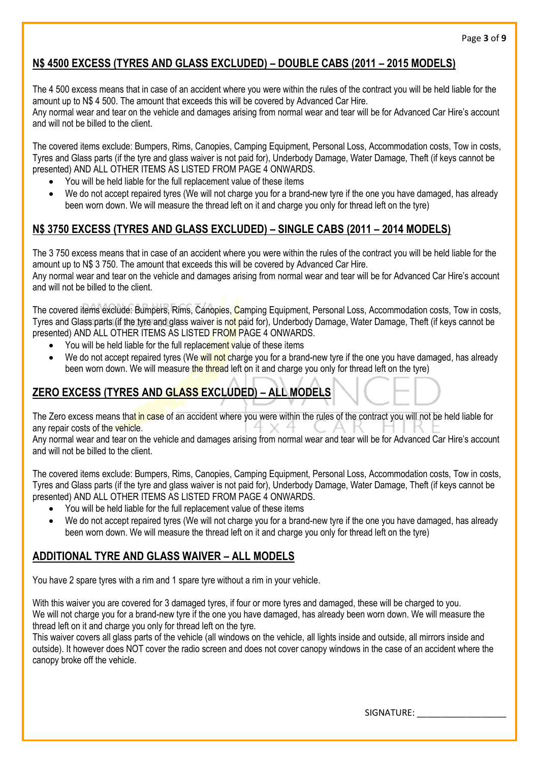## N$ 4500 EXCESS (TYRES AND GLASS EXCLUDED) – DOUBLE CABS (2011 – 2015 MODELS)

The 4 500 excess means that in case of an accident where you were within the rules of the contract you will be held liable for the amount up to N$ 4 500. The amount that exceeds this will be covered by Advanced Car Hire.
Any normal wear and tear on the vehicle and damages arising from normal wear and tear will be for Advanced Car Hire's account and will not be billed to the client.

The covered items exclude: Bumpers, Rims, Canopies, Camping Equipment, Personal Loss, Accommodation costs, Tow in costs, Tyres and Glass parts (if the tyre and glass waiver is not paid for), Underbody Damage, Water Damage, Theft (if keys cannot be presented) AND ALL OTHER ITEMS AS LISTED FROM PAGE 4 ONWARDS.

- You will be held liable for the full replacement value of these items
- We do not accept repaired tyres (We will not charge you for a brand-new tyre if the one you have damaged, has already been worn down. We will measure the thread left on it and charge you only for thread left on the tyre)

## N$ 3750 EXCESS (TYRES AND GLASS EXCLUDED) – SINGLE CABS (2011 – 2014 MODELS)

The 3 750 excess means that in case of an accident where you were within the rules of the contract you will be held liable for the amount up to N$ 3 750. The amount that exceeds this will be covered by Advanced Car Hire.
Any normal wear and tear on the vehicle and damages arising from normal wear and tear will be for Advanced Car Hire's account and will not be billed to the client.

The covered items exclude: Bumpers, Rims, Canopies, Camping Equipment, Personal Loss, Accommodation costs, Tow in costs, Tyres and Glass parts (if the tyre and glass waiver is not paid for), Underbody Damage, Water Damage, Theft (if keys cannot be presented) AND ALL OTHER ITEMS AS LISTED FROM PAGE 4 ONWARDS.

- You will be held liable for the full replacement value of these items
- We do not accept repaired tyres (We will not charge you for a brand-new tyre if the one you have damaged, has already been worn down. We will measure the thread left on it and charge you only for thread left on the tyre)

## ZERO EXCESS (TYRES AND GLASS EXCLUDED) – ALL MODELS

The Zero excess means that in case of an accident where you were within the rules of the contract you will not be held liable for any repair costs of the vehicle.
Any normal wear and tear on the vehicle and damages arising from normal wear and tear will be for Advanced Car Hire's account and will not be billed to the client.

The covered items exclude: Bumpers, Rims, Canopies, Camping Equipment, Personal Loss, Accommodation costs, Tow in costs, Tyres and Glass parts (if the tyre and glass waiver is not paid for), Underbody Damage, Water Damage, Theft (if keys cannot be presented) AND ALL OTHER ITEMS AS LISTED FROM PAGE 4 ONWARDS.

- You will be held liable for the full replacement value of these items
- We do not accept repaired tyres (We will not charge you for a brand-new tyre if the one you have damaged, has already been worn down. We will measure the thread left on it and charge you only for thread left on the tyre)

## ADDITIONAL TYRE AND GLASS WAIVER – ALL MODELS

You have 2 spare tyres with a rim and 1 spare tyre without a rim in your vehicle.

With this waiver you are covered for 3 damaged tyres, if four or more tyres and damaged, these will be charged to you.
We will not charge you for a brand-new tyre if the one you have damaged, has already been worn down. We will measure the thread left on it and charge you only for thread left on the tyre.
This waiver covers all glass parts of the vehicle (all windows on the vehicle, all lights inside and outside, all mirrors inside and outside). It however does NOT cover the radio screen and does not cover canopy windows in the case of an accident where the canopy broke off the vehicle.

SIGNATURE: ___________________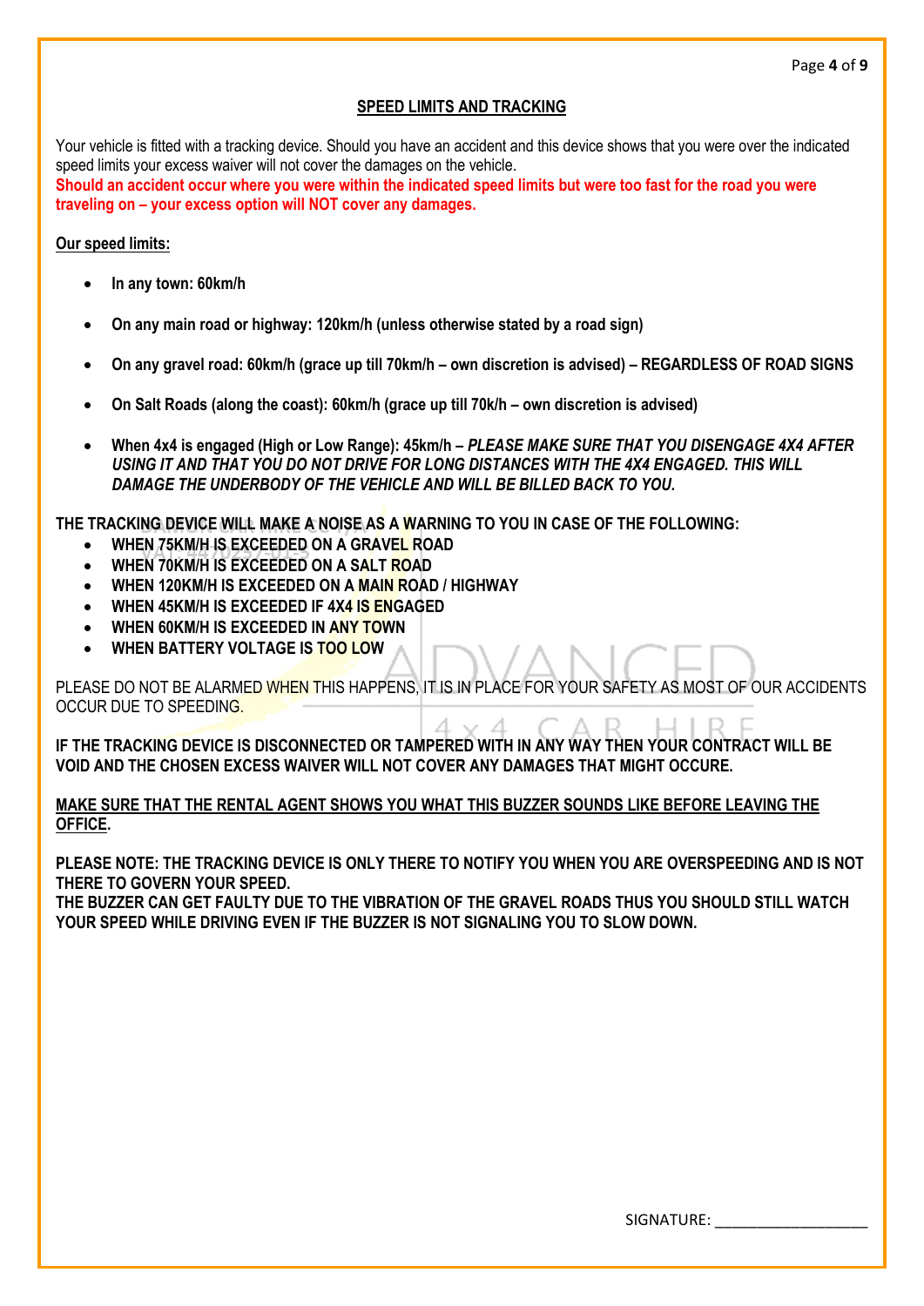## SPEED LIMITS AND TRACKING

Your vehicle is fitted with a tracking device. Should you have an accident and this device shows that you were over the indicated speed limits your excess waiver will not cover the damages on the vehicle.
**Should an accident occur where you were within the indicated speed limits but were too fast for the road you were traveling on – your excess option will NOT cover any damages.**

**Our speed limits:**

- **In any town: 60km/h**
- **On any main road or highway: 120km/h (unless otherwise stated by a road sign)**
- **On any gravel road: 60km/h (grace up till 70km/h – own discretion is advised) – REGARDLESS OF ROAD SIGNS**
- **On Salt Roads (along the coast): 60km/h (grace up till 70k/h – own discretion is advised)**
- **When 4x4 is engaged (High or Low Range): 45km/h –** ***PLEASE MAKE SURE THAT YOU DISENGAGE 4X4 AFTER USING IT AND THAT YOU DO NOT DRIVE FOR LONG DISTANCES WITH THE 4X4 ENGAGED. THIS WILL DAMAGE THE UNDERBODY OF THE VEHICLE AND WILL BE BILLED BACK TO YOU.***

**THE TRACKING DEVICE WILL MAKE A NOISE AS A WARNING TO YOU IN CASE OF THE FOLLOWING:**

- **WHEN 75KM/H IS EXCEEDED ON A GRAVEL ROAD**
- **WHEN 70KM/H IS EXCEEDED ON A SALT ROAD**
- **WHEN 120KM/H IS EXCEEDED ON A MAIN ROAD / HIGHWAY**
- **WHEN 45KM/H IS EXCEEDED IF 4X4 IS ENGAGED**
- **WHEN 60KM/H IS EXCEEDED IN ANY TOWN**
- **WHEN BATTERY VOLTAGE IS TOO LOW**

PLEASE DO NOT BE ALARMED WHEN THIS HAPPENS, IT IS IN PLACE FOR YOUR SAFETY AS MOST OF OUR ACCIDENTS OCCUR DUE TO SPEEDING.

**IF THE TRACKING DEVICE IS DISCONNECTED OR TAMPERED WITH IN ANY WAY THEN YOUR CONTRACT WILL BE VOID AND THE CHOSEN EXCESS WAIVER WILL NOT COVER ANY DAMAGES THAT MIGHT OCCURE.**

**MAKE SURE THAT THE RENTAL AGENT SHOWS YOU WHAT THIS BUZZER SOUNDS LIKE BEFORE LEAVING THE OFFICE.**

**PLEASE NOTE: THE TRACKING DEVICE IS ONLY THERE TO NOTIFY YOU WHEN YOU ARE OVERSPEEDING AND IS NOT THERE TO GOVERN YOUR SPEED.**
**THE BUZZER CAN GET FAULTY DUE TO THE VIBRATION OF THE GRAVEL ROADS THUS YOU SHOULD STILL WATCH YOUR SPEED WHILE DRIVING EVEN IF THE BUZZER IS NOT SIGNALING YOU TO SLOW DOWN.**

SIGNATURE: ___________________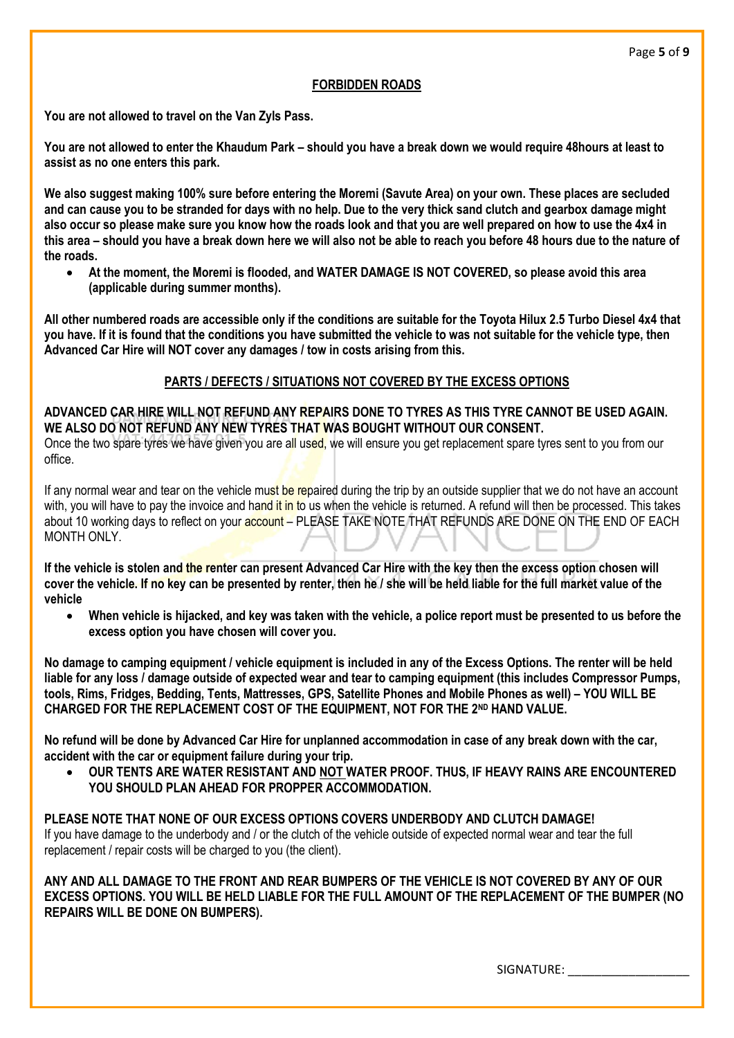## FORBIDDEN ROADS

**You are not allowed to travel on the Van Zyls Pass.**

**You are not allowed to enter the Khaudum Park – should you have a break down we would require 48hours at least to assist as no one enters this park.**

**We also suggest making 100% sure before entering the Moremi (Savute Area) on your own. These places are secluded and can cause you to be stranded for days with no help. Due to the very thick sand clutch and gearbox damage might also occur so please make sure you know how the roads look and that you are well prepared on how to use the 4x4 in this area – should you have a break down here we will also not be able to reach you before 48 hours due to the nature of the roads.**

- **At the moment, the Moremi is flooded, and WATER DAMAGE IS NOT COVERED, so please avoid this area (applicable during summer months).**

**All other numbered roads are accessible only if the conditions are suitable for the Toyota Hilux 2.5 Turbo Diesel 4x4 that you have. If it is found that the conditions you have submitted the vehicle to was not suitable for the vehicle type, then Advanced Car Hire will NOT cover any damages / tow in costs arising from this.**

## PARTS / DEFECTS / SITUATIONS NOT COVERED BY THE EXCESS OPTIONS

**ADVANCED CAR HIRE WILL NOT REFUND ANY REPAIRS DONE TO TYRES AS THIS TYRE CANNOT BE USED AGAIN. WE ALSO DO NOT REFUND ANY NEW TYRES THAT WAS BOUGHT WITHOUT OUR CONSENT.**
Once the two spare tyres we have given you are all used, we will ensure you get replacement spare tyres sent to you from our office.

If any normal wear and tear on the vehicle must be repaired during the trip by an outside supplier that we do not have an account with, you will have to pay the invoice and hand it in to us when the vehicle is returned. A refund will then be processed. This takes about 10 working days to reflect on your account – PLEASE TAKE NOTE THAT REFUNDS ARE DONE ON THE END OF EACH MONTH ONLY.

**If the vehicle is stolen and the renter can present Advanced Car Hire with the key then the excess option chosen will cover the vehicle. If no key can be presented by renter, then he / she will be held liable for the full market value of the vehicle**

- **When vehicle is hijacked, and key was taken with the vehicle, a police report must be presented to us before the excess option you have chosen will cover you.**

**No damage to camping equipment / vehicle equipment is included in any of the Excess Options. The renter will be held liable for any loss / damage outside of expected wear and tear to camping equipment (this includes Compressor Pumps, tools, Rims, Fridges, Bedding, Tents, Mattresses, GPS, Satellite Phones and Mobile Phones as well) – YOU WILL BE CHARGED FOR THE REPLACEMENT COST OF THE EQUIPMENT, NOT FOR THE 2ND HAND VALUE.**

**No refund will be done by Advanced Car Hire for unplanned accommodation in case of any break down with the car, accident with the car or equipment failure during your trip.**

- **OUR TENTS ARE WATER RESISTANT AND NOT WATER PROOF. THUS, IF HEAVY RAINS ARE ENCOUNTERED YOU SHOULD PLAN AHEAD FOR PROPPER ACCOMMODATION.**

**PLEASE NOTE THAT NONE OF OUR EXCESS OPTIONS COVERS UNDERBODY AND CLUTCH DAMAGE!**
If you have damage to the underbody and / or the clutch of the vehicle outside of expected normal wear and tear the full replacement / repair costs will be charged to you (the client).

**ANY AND ALL DAMAGE TO THE FRONT AND REAR BUMPERS OF THE VEHICLE IS NOT COVERED BY ANY OF OUR EXCESS OPTIONS. YOU WILL BE HELD LIABLE FOR THE FULL AMOUNT OF THE REPLACEMENT OF THE BUMPER (NO REPAIRS WILL BE DONE ON BUMPERS).**

SIGNATURE: ___________________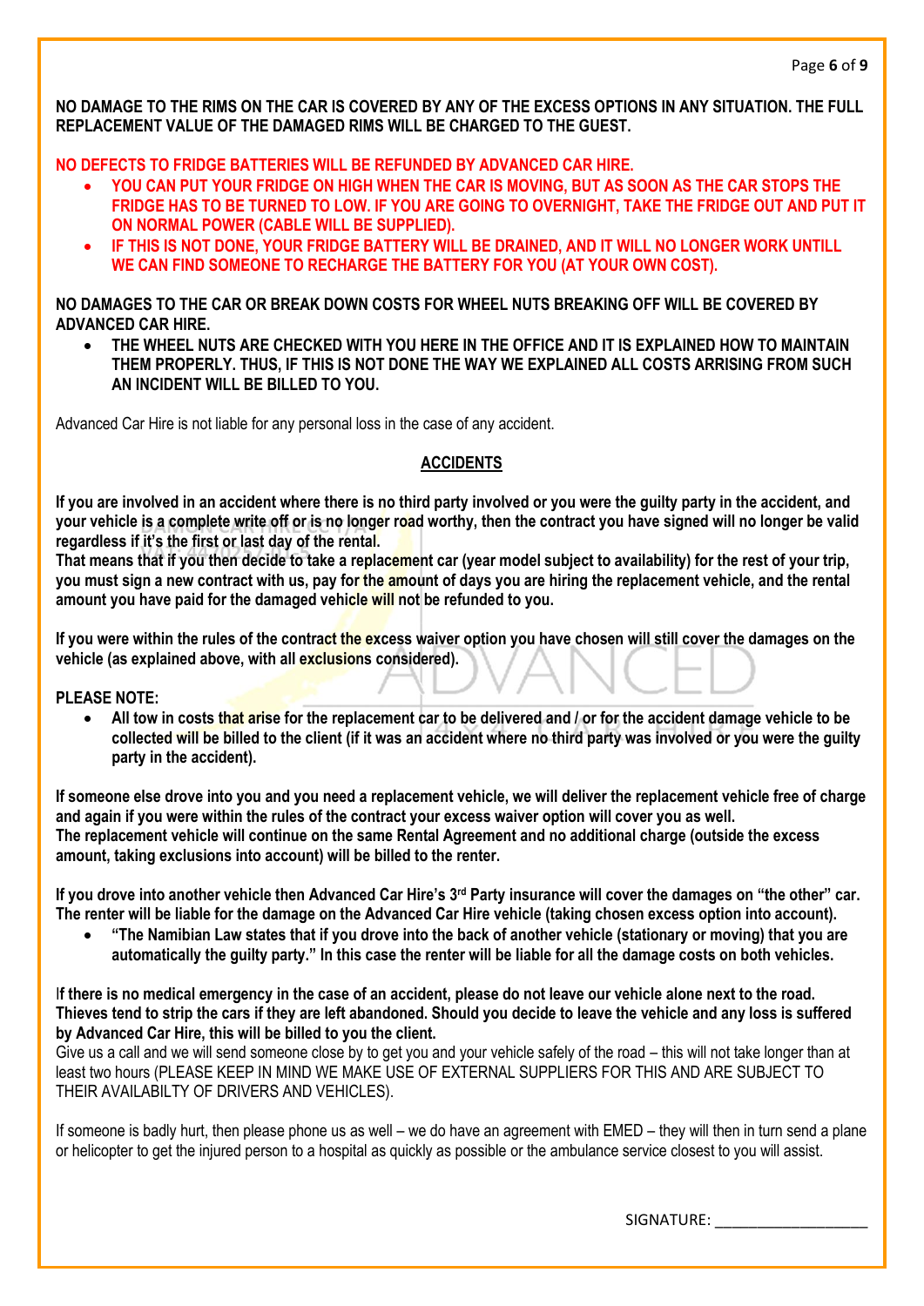**NO DAMAGE TO THE RIMS ON THE CAR IS COVERED BY ANY OF THE EXCESS OPTIONS IN ANY SITUATION. THE FULL REPLACEMENT VALUE OF THE DAMAGED RIMS WILL BE CHARGED TO THE GUEST.**

**NO DEFECTS TO FRIDGE BATTERIES WILL BE REFUNDED BY ADVANCED CAR HIRE.**

- **YOU CAN PUT YOUR FRIDGE ON HIGH WHEN THE CAR IS MOVING, BUT AS SOON AS THE CAR STOPS THE FRIDGE HAS TO BE TURNED TO LOW. IF YOU ARE GOING TO OVERNIGHT, TAKE THE FRIDGE OUT AND PUT IT ON NORMAL POWER (CABLE WILL BE SUPPLIED).**
- **IF THIS IS NOT DONE, YOUR FRIDGE BATTERY WILL BE DRAINED, AND IT WILL NO LONGER WORK UNTILL WE CAN FIND SOMEONE TO RECHARGE THE BATTERY FOR YOU (AT YOUR OWN COST).**

**NO DAMAGES TO THE CAR OR BREAK DOWN COSTS FOR WHEEL NUTS BREAKING OFF WILL BE COVERED BY ADVANCED CAR HIRE.**

- **THE WHEEL NUTS ARE CHECKED WITH YOU HERE IN THE OFFICE AND IT IS EXPLAINED HOW TO MAINTAIN THEM PROPERLY. THUS, IF THIS IS NOT DONE THE WAY WE EXPLAINED ALL COSTS ARRISING FROM SUCH AN INCIDENT WILL BE BILLED TO YOU.**

Advanced Car Hire is not liable for any personal loss in the case of any accident.

## ACCIDENTS

**If you are involved in an accident where there is no third party involved or you were the guilty party in the accident, and your vehicle is a complete write off or is no longer road worthy, then the contract you have signed will no longer be valid regardless if it's the first or last day of the rental.**
**That means that if you then decide to take a replacement car (year model subject to availability) for the rest of your trip, you must sign a new contract with us, pay for the amount of days you are hiring the replacement vehicle, and the rental amount you have paid for the damaged vehicle will not be refunded to you.**

**If you were within the rules of the contract the excess waiver option you have chosen will still cover the damages on the vehicle (as explained above, with all exclusions considered).**

**PLEASE NOTE:**

- **All tow in costs that arise for the replacement car to be delivered and / or for the accident damage vehicle to be collected will be billed to the client (if it was an accident where no third party was involved or you were the guilty party in the accident).**

**If someone else drove into you and you need a replacement vehicle, we will deliver the replacement vehicle free of charge and again if you were within the rules of the contract your excess waiver option will cover you as well.**
**The replacement vehicle will continue on the same Rental Agreement and no additional charge (outside the excess amount, taking exclusions into account) will be billed to the renter.**

**If you drove into another vehicle then Advanced Car Hire's 3rd Party insurance will cover the damages on "the other" car. The renter will be liable for the damage on the Advanced Car Hire vehicle (taking chosen excess option into account).**

- **"The Namibian Law states that if you drove into the back of another vehicle (stationary or moving) that you are automatically the guilty party." In this case the renter will be liable for all the damage costs on both vehicles.**

**If there is no medical emergency in the case of an accident, please do not leave our vehicle alone next to the road. Thieves tend to strip the cars if they are left abandoned. Should you decide to leave the vehicle and any loss is suffered by Advanced Car Hire, this will be billed to you the client.**
Give us a call and we will send someone close by to get you and your vehicle safely of the road – this will not take longer than at least two hours (PLEASE KEEP IN MIND WE MAKE USE OF EXTERNAL SUPPLIERS FOR THIS AND ARE SUBJECT TO THEIR AVAILABILTY OF DRIVERS AND VEHICLES).

If someone is badly hurt, then please phone us as well – we do have an agreement with EMED – they will then in turn send a plane or helicopter to get the injured person to a hospital as quickly as possible or the ambulance service closest to you will assist.

SIGNATURE: ___________________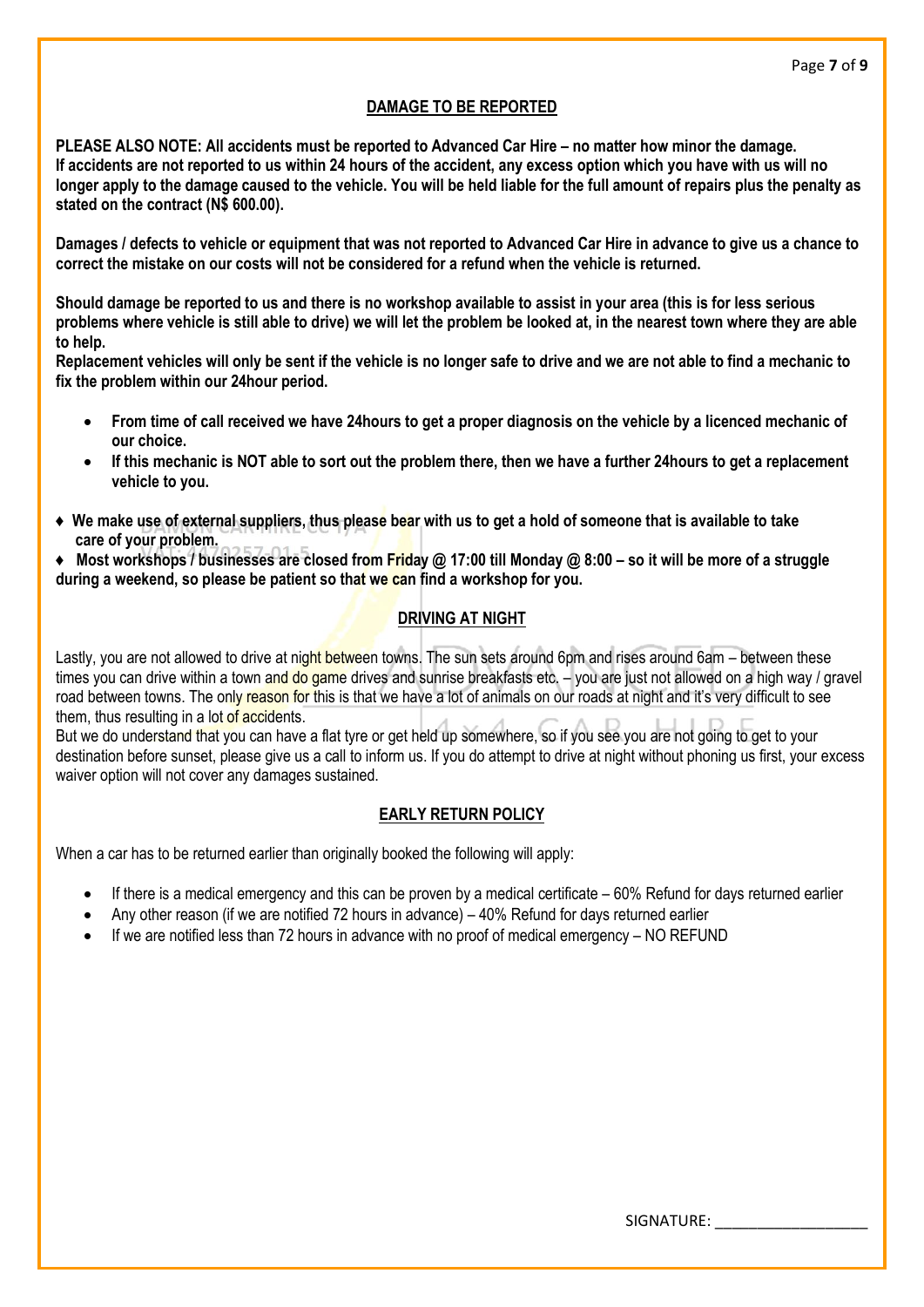## DAMAGE TO BE REPORTED

**PLEASE ALSO NOTE: All accidents must be reported to Advanced Car Hire – no matter how minor the damage. If accidents are not reported to us within 24 hours of the accident, any excess option which you have with us will no longer apply to the damage caused to the vehicle. You will be held liable for the full amount of repairs plus the penalty as stated on the contract (N$ 600.00).**

**Damages / defects to vehicle or equipment that was not reported to Advanced Car Hire in advance to give us a chance to correct the mistake on our costs will not be considered for a refund when the vehicle is returned.**

**Should damage be reported to us and there is no workshop available to assist in your area (this is for less serious problems where vehicle is still able to drive) we will let the problem be looked at, in the nearest town where they are able to help.**
**Replacement vehicles will only be sent if the vehicle is no longer safe to drive and we are not able to find a mechanic to fix the problem within our 24hour period.**

- **From time of call received we have 24hours to get a proper diagnosis on the vehicle by a licenced mechanic of our choice.**
- **If this mechanic is NOT able to sort out the problem there, then we have a further 24hours to get a replacement vehicle to you.**

♦ **We make use of external suppliers, thus please bear with us to get a hold of someone that is available to take care of your problem.**

♦ **Most workshops / businesses are closed from Friday @ 17:00 till Monday @ 8:00 – so it will be more of a struggle during a weekend, so please be patient so that we can find a workshop for you.**

## DRIVING AT NIGHT

Lastly, you are not allowed to drive at night between towns. The sun sets around 6pm and rises around 6am – between these times you can drive within a town and do game drives and sunrise breakfasts etc. – you are just not allowed on a high way / gravel road between towns. The only reason for this is that we have a lot of animals on our roads at night and it's very difficult to see them, thus resulting in a lot of accidents.
But we do understand that you can have a flat tyre or get held up somewhere, so if you see you are not going to get to your destination before sunset, please give us a call to inform us. If you do attempt to drive at night without phoning us first, your excess waiver option will not cover any damages sustained.

## EARLY RETURN POLICY

When a car has to be returned earlier than originally booked the following will apply:

- If there is a medical emergency and this can be proven by a medical certificate – 60% Refund for days returned earlier
- Any other reason (if we are notified 72 hours in advance) – 40% Refund for days returned earlier
- If we are notified less than 72 hours in advance with no proof of medical emergency – NO REFUND

SIGNATURE: ___________________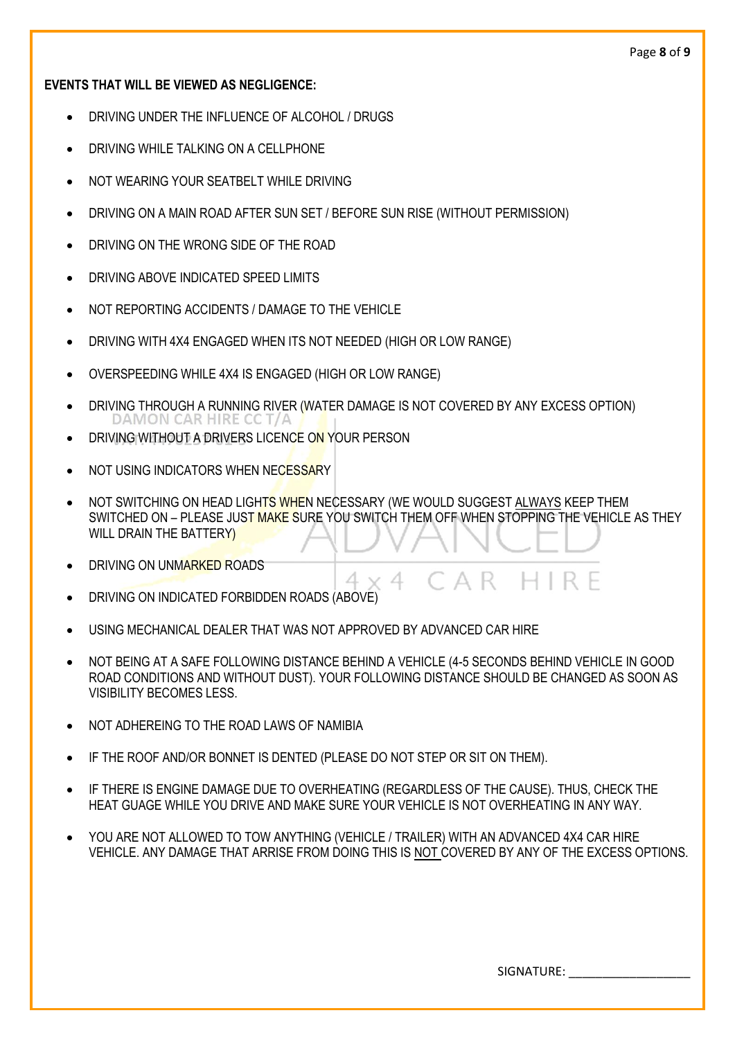**EVENTS THAT WILL BE VIEWED AS NEGLIGENCE:**

- DRIVING UNDER THE INFLUENCE OF ALCOHOL / DRUGS
- DRIVING WHILE TALKING ON A CELLPHONE
- NOT WEARING YOUR SEATBELT WHILE DRIVING
- DRIVING ON A MAIN ROAD AFTER SUN SET / BEFORE SUN RISE (WITHOUT PERMISSION)
- DRIVING ON THE WRONG SIDE OF THE ROAD
- DRIVING ABOVE INDICATED SPEED LIMITS
- NOT REPORTING ACCIDENTS / DAMAGE TO THE VEHICLE
- DRIVING WITH 4X4 ENGAGED WHEN ITS NOT NEEDED (HIGH OR LOW RANGE)
- OVERSPEEDING WHILE 4X4 IS ENGAGED (HIGH OR LOW RANGE)
- DRIVING THROUGH A RUNNING RIVER (WATER DAMAGE IS NOT COVERED BY ANY EXCESS OPTION)
- DRIVING WITHOUT A DRIVERS LICENCE ON YOUR PERSON
- NOT USING INDICATORS WHEN NECESSARY
- NOT SWITCHING ON HEAD LIGHTS WHEN NECESSARY (WE WOULD SUGGEST ALWAYS KEEP THEM SWITCHED ON – PLEASE JUST MAKE SURE YOU SWITCH THEM OFF WHEN STOPPING THE VEHICLE AS THEY WILL DRAIN THE BATTERY)
- DRIVING ON UNMARKED ROADS
- DRIVING ON INDICATED FORBIDDEN ROADS (ABOVE)
- USING MECHANICAL DEALER THAT WAS NOT APPROVED BY ADVANCED CAR HIRE
- NOT BEING AT A SAFE FOLLOWING DISTANCE BEHIND A VEHICLE (4-5 SECONDS BEHIND VEHICLE IN GOOD ROAD CONDITIONS AND WITHOUT DUST). YOUR FOLLOWING DISTANCE SHOULD BE CHANGED AS SOON AS VISIBILITY BECOMES LESS.
- NOT ADHEREING TO THE ROAD LAWS OF NAMIBIA
- IF THE ROOF AND/OR BONNET IS DENTED (PLEASE DO NOT STEP OR SIT ON THEM).
- IF THERE IS ENGINE DAMAGE DUE TO OVERHEATING (REGARDLESS OF THE CAUSE). THUS, CHECK THE HEAT GUAGE WHILE YOU DRIVE AND MAKE SURE YOUR VEHICLE IS NOT OVERHEATING IN ANY WAY.
- YOU ARE NOT ALLOWED TO TOW ANYTHING (VEHICLE / TRAILER) WITH AN ADVANCED 4X4 CAR HIRE VEHICLE. ANY DAMAGE THAT ARRISE FROM DOING THIS IS NOT COVERED BY ANY OF THE EXCESS OPTIONS.

SIGNATURE: ____________________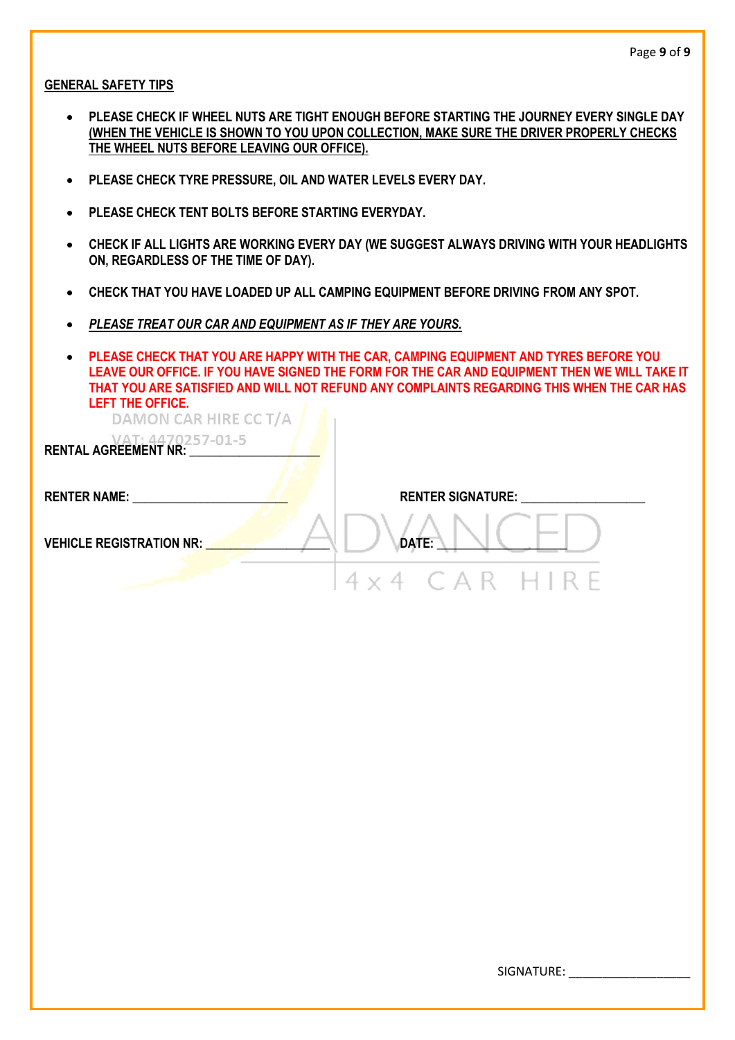**GENERAL SAFETY TIPS**

- **PLEASE CHECK IF WHEEL NUTS ARE TIGHT ENOUGH BEFORE STARTING THE JOURNEY EVERY SINGLE DAY (WHEN THE VEHICLE IS SHOWN TO YOU UPON COLLECTION, MAKE SURE THE DRIVER PROPERLY CHECKS THE WHEEL NUTS BEFORE LEAVING OUR OFFICE).**
- **PLEASE CHECK TYRE PRESSURE, OIL AND WATER LEVELS EVERY DAY.**
- **PLEASE CHECK TENT BOLTS BEFORE STARTING EVERYDAY.**
- **CHECK IF ALL LIGHTS ARE WORKING EVERY DAY (WE SUGGEST ALWAYS DRIVING WITH YOUR HEADLIGHTS ON, REGARDLESS OF THE TIME OF DAY).**
- **CHECK THAT YOU HAVE LOADED UP ALL CAMPING EQUIPMENT BEFORE DRIVING FROM ANY SPOT.**
- ***PLEASE TREAT OUR CAR AND EQUIPMENT AS IF THEY ARE YOURS.***
- **PLEASE CHECK THAT YOU ARE HAPPY WITH THE CAR, CAMPING EQUIPMENT AND TYRES BEFORE YOU LEAVE OUR OFFICE. IF YOU HAVE SIGNED THE FORM FOR THE CAR AND EQUIPMENT THEN WE WILL TAKE IT THAT YOU ARE SATISFIED AND WILL NOT REFUND ANY COMPLAINTS REGARDING THIS WHEN THE CAR HAS LEFT THE OFFICE.**

DAMON CAR HIRE CC T/A
VAT: 4470257-01-5

**RENTAL AGREEMENT NR:** ____________________

**RENTER NAME:** ________________________ **RENTER SIGNATURE:** ___________________

**VEHICLE REGISTRATION NR:** ___________________ **DATE:** __________________

ADVANCED 4x4 CAR HIRE

SIGNATURE: ___________________